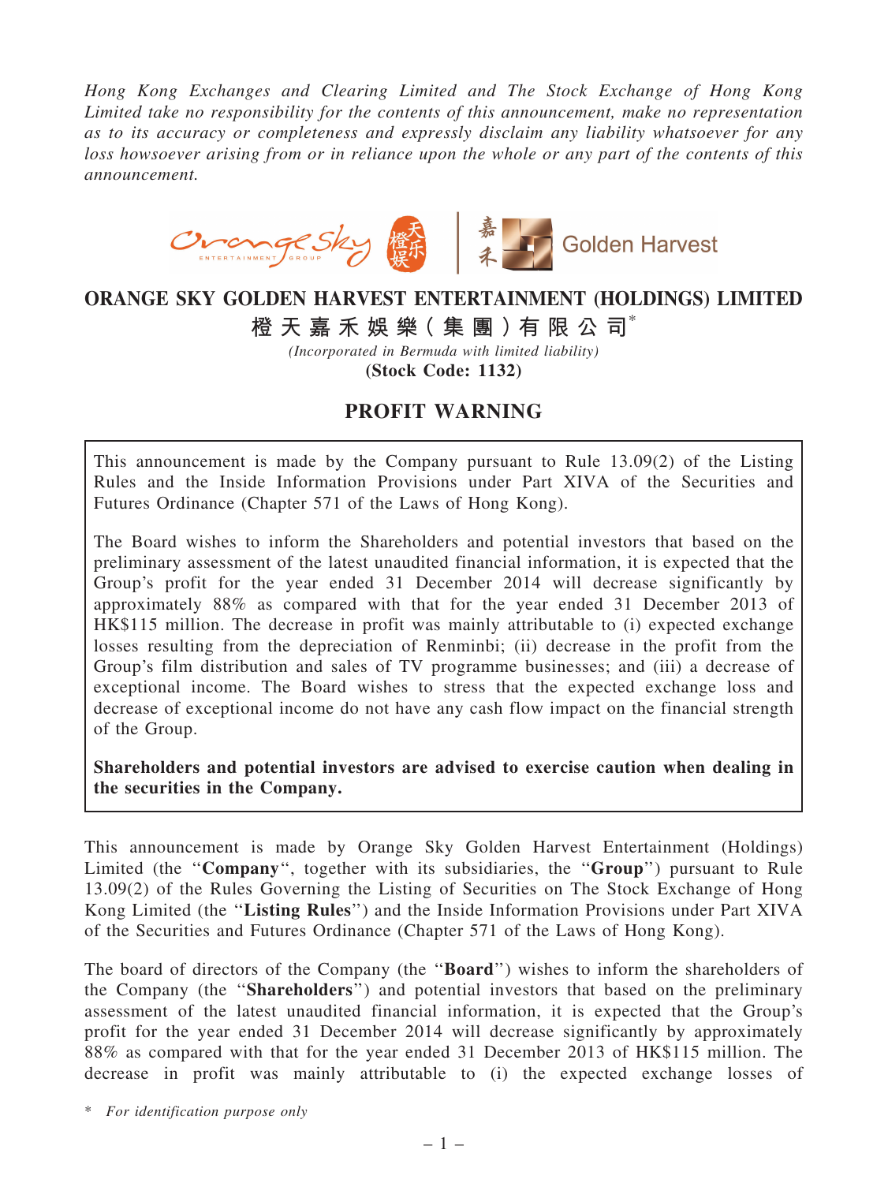*Hong Kong Exchanges and Clearing Limited and The Stock Exchange of Hong Kong Limited take no responsibility for the contents of this announcement, make no representation as to its accuracy or completeness and expressly disclaim any liability whatsoever for any loss howsoever arising from or in reliance upon the whole or any part of the contents of this announcement.*

# ORANGE SKY GOLDEN HARVEST ENTERTAINMENT (HOLDINGS) LIMITED

# 橙天嘉禾娛樂(集團)有限公司*

*(Incorporated in Bermuda with limited liability)*

**(Stock Code: 1132)**

## PROFIT WARNING

This announcement is made by the Company pursuant to Rule 13.09(2) of the Listing Rules and the Inside Information Provisions under Part XIVA of the Securities and Futures Ordinance (Chapter 571 of the Laws of Hong Kong).

The Board wishes to inform the Shareholders and potential investors that based on the preliminary assessment of the latest unaudited financial information, it is expected that the Group's profit for the year ended 31 December 2014 will decrease significantly by approximately 88% as compared with that for the year ended 31 December 2013 of HK$115 million. The decrease in profit was mainly attributable to (i) expected exchange losses resulting from the depreciation of Renminbi; (ii) decrease in the profit from the Group's film distribution and sales of TV programme businesses; and (iii) a decrease of exceptional income. The Board wishes to stress that the expected exchange loss and decrease of exceptional income do not have any cash flow impact on the financial strength of the Group.

**Shareholders and potential investors are advised to exercise caution when dealing in the securities in the Company.**

This announcement is made by Orange Sky Golden Harvest Entertainment (Holdings) Limited (the "**Company**", together with its subsidiaries, the "**Group**") pursuant to Rule 13.09(2) of the Rules Governing the Listing of Securities on The Stock Exchange of Hong Kong Limited (the "**Listing Rules**") and the Inside Information Provisions under Part XIVA of the Securities and Futures Ordinance (Chapter 571 of the Laws of Hong Kong).

The board of directors of the Company (the "**Board**") wishes to inform the shareholders of the Company (the "**Shareholders**") and potential investors that based on the preliminary assessment of the latest unaudited financial information, it is expected that the Group's profit for the year ended 31 December 2014 will decrease significantly by approximately 88% as compared with that for the year ended 31 December 2013 of HK$115 million. The decrease in profit was mainly attributable to (i) the expected exchange losses of

\* *For identification purpose only*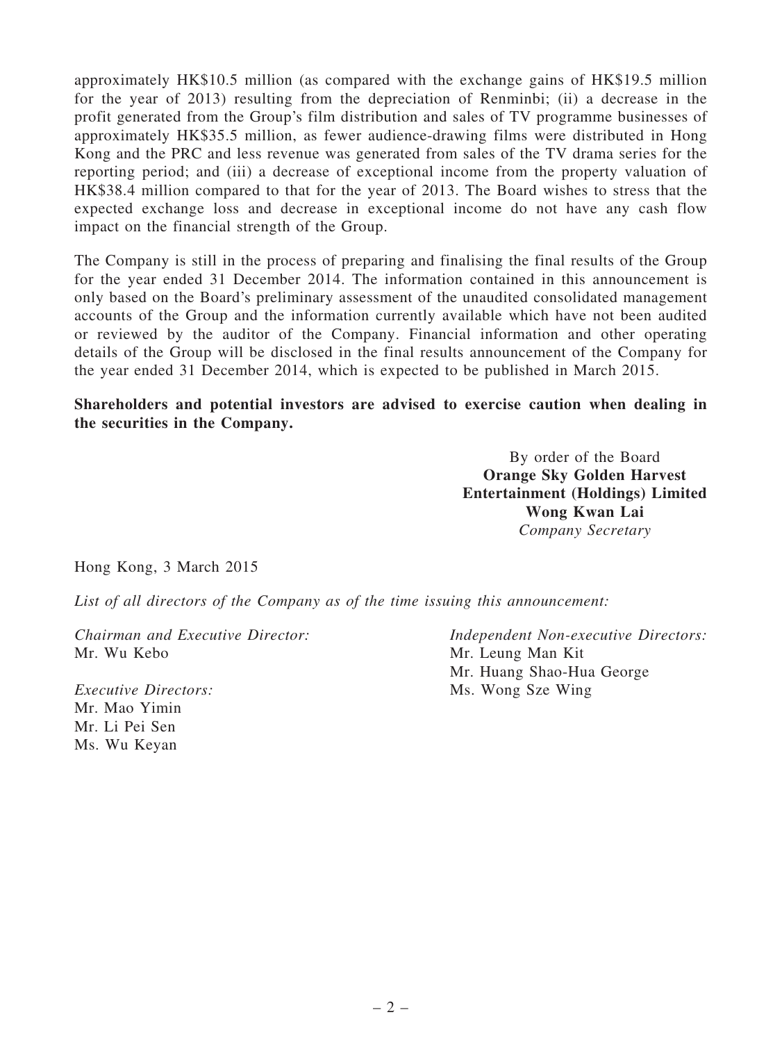approximately HK$10.5 million (as compared with the exchange gains of HK$19.5 million for the year of 2013) resulting from the depreciation of Renminbi; (ii) a decrease in the profit generated from the Group's film distribution and sales of TV programme businesses of approximately HK$35.5 million, as fewer audience-drawing films were distributed in Hong Kong and the PRC and less revenue was generated from sales of the TV drama series for the reporting period; and (iii) a decrease of exceptional income from the property valuation of HK$38.4 million compared to that for the year of 2013. The Board wishes to stress that the expected exchange loss and decrease in exceptional income do not have any cash flow impact on the financial strength of the Group.

The Company is still in the process of preparing and finalising the final results of the Group for the year ended 31 December 2014. The information contained in this announcement is only based on the Board's preliminary assessment of the unaudited consolidated management accounts of the Group and the information currently available which have not been audited or reviewed by the auditor of the Company. Financial information and other operating details of the Group will be disclosed in the final results announcement of the Company for the year ended 31 December 2014, which is expected to be published in March 2015.

**Shareholders and potential investors are advised to exercise caution when dealing in the securities in the Company.**

By order of the Board
**Orange Sky Golden Harvest Entertainment (Holdings) Limited**
**Wong Kwan Lai**
*Company Secretary*

Hong Kong, 3 March 2015

*List of all directors of the Company as of the time issuing this announcement:*

*Chairman and Executive Director:*
Mr. Wu Kebo

*Executive Directors:*
Mr. Mao Yimin
Mr. Li Pei Sen
Ms. Wu Keyan

*Independent Non-executive Directors:*
Mr. Leung Man Kit
Mr. Huang Shao-Hua George
Ms. Wong Sze Wing